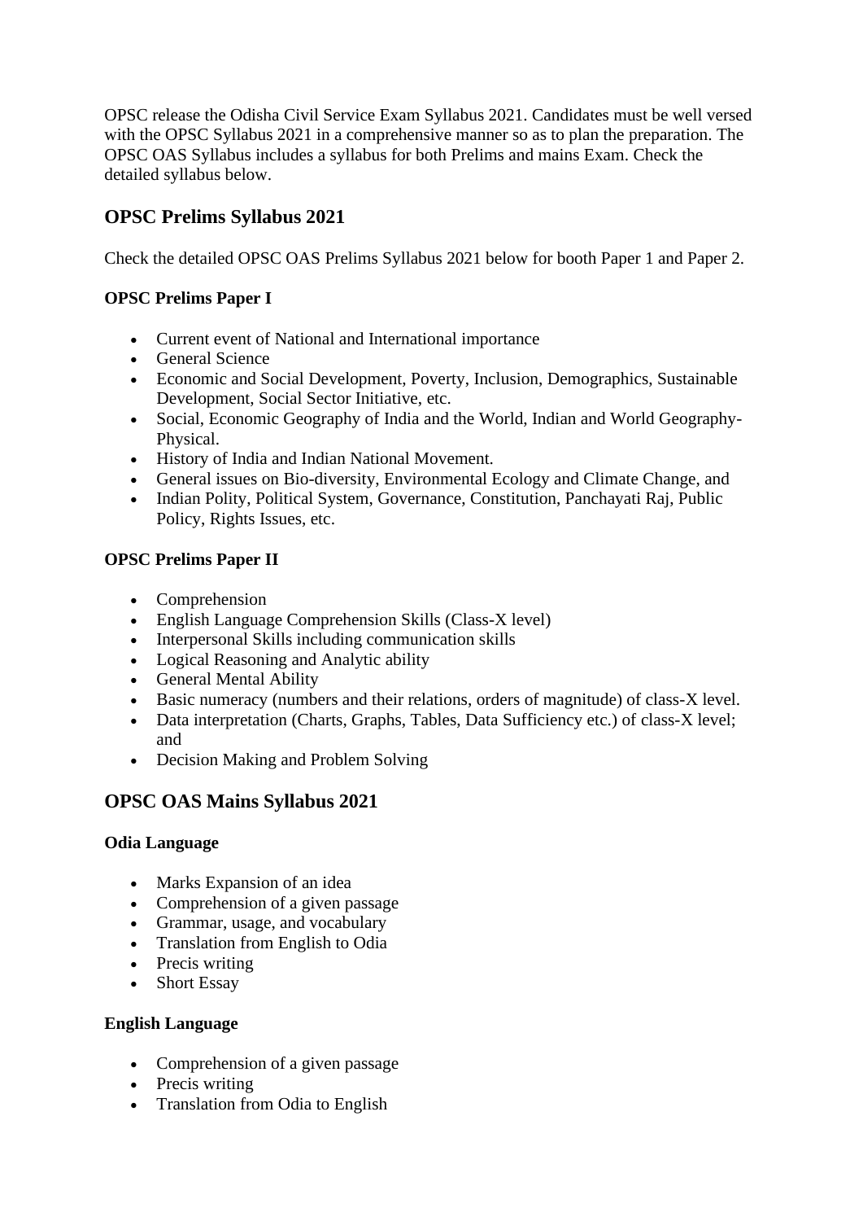OPSC release the Odisha Civil Service Exam Syllabus 2021. Candidates must be well versed with the OPSC Syllabus 2021 in a comprehensive manner so as to plan the preparation. The OPSC OAS Syllabus includes a syllabus for both Prelims and mains Exam. Check the detailed syllabus below.

## OPSC Prelims Syllabus 2021

Check the detailed OPSC OAS Prelims Syllabus 2021 below for booth Paper 1 and Paper 2.

### OPSC Prelims Paper I

- Current event of National and International importance
- General Science
- Economic and Social Development, Poverty, Inclusion, Demographics, Sustainable Development, Social Sector Initiative, etc.
- Social, Economic Geography of India and the World, Indian and World Geography-Physical.
- History of India and Indian National Movement.
- General issues on Bio-diversity, Environmental Ecology and Climate Change, and
- Indian Polity, Political System, Governance, Constitution, Panchayati Raj, Public Policy, Rights Issues, etc.

### OPSC Prelims Paper II

- Comprehension
- English Language Comprehension Skills (Class-X level)
- Interpersonal Skills including communication skills
- Logical Reasoning and Analytic ability
- General Mental Ability
- Basic numeracy (numbers and their relations, orders of magnitude) of class-X level.
- Data interpretation (Charts, Graphs, Tables, Data Sufficiency etc.) of class-X level; and
- Decision Making and Problem Solving

## OPSC OAS Mains Syllabus 2021

### Odia Language

- Marks Expansion of an idea
- Comprehension of a given passage
- Grammar, usage, and vocabulary
- Translation from English to Odia
- Precis writing
- Short Essay

### English Language

- Comprehension of a given passage
- Precis writing
- Translation from Odia to English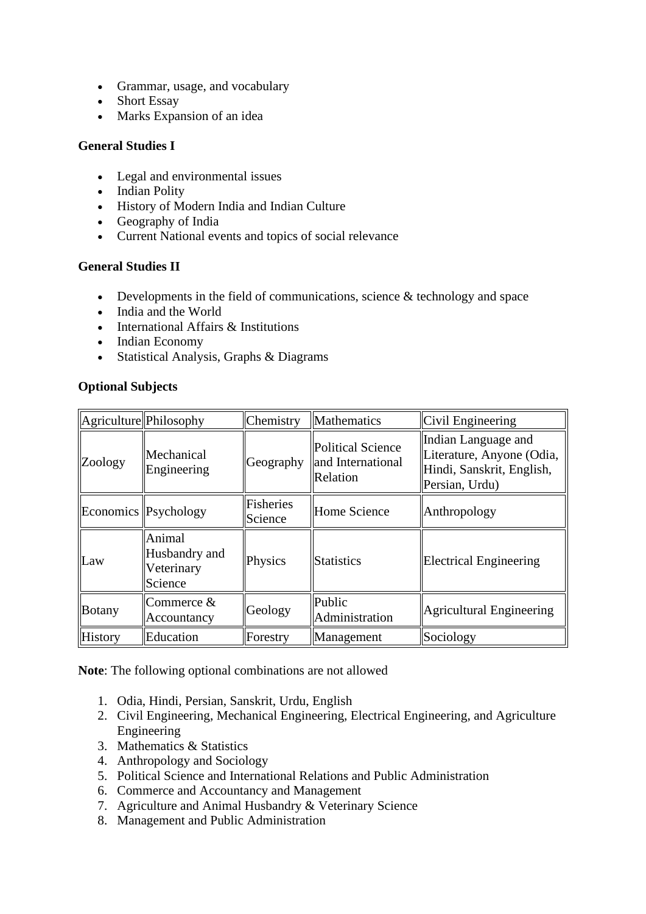- Grammar, usage, and vocabulary
- Short Essay
- Marks Expansion of an idea

**General Studies I**

- Legal and environmental issues
- Indian Polity
- History of Modern India and Indian Culture
- Geography of India
- Current National events and topics of social relevance

**General Studies II**

- Developments in the field of communications, science & technology and space
- India and the World
- International Affairs & Institutions
- Indian Economy
- Statistical Analysis, Graphs & Diagrams

**Optional Subjects**

| Agriculture | Philosophy | Chemistry | Mathematics | Civil Engineering |
|---|---|---|---|---|
| Zoology | Mechanical Engineering | Geography | Political Science and International Relation | Indian Language and Literature, Anyone (Odia, Hindi, Sanskrit, English, Persian, Urdu) |
| Economics | Psychology | Fisheries Science | Home Science | Anthropology |
| Law | Animal Husbandry and Veterinary Science | Physics | Statistics | Electrical Engineering |
| Botany | Commerce & Accountancy | Geology | Public Administration | Agricultural Engineering |
| History | Education | Forestry | Management | Sociology |

**Note**: The following optional combinations are not allowed

1. Odia, Hindi, Persian, Sanskrit, Urdu, English
2. Civil Engineering, Mechanical Engineering, Electrical Engineering, and Agriculture Engineering
3. Mathematics & Statistics
4. Anthropology and Sociology
5. Political Science and International Relations and Public Administration
6. Commerce and Accountancy and Management
7. Agriculture and Animal Husbandry & Veterinary Science
8. Management and Public Administration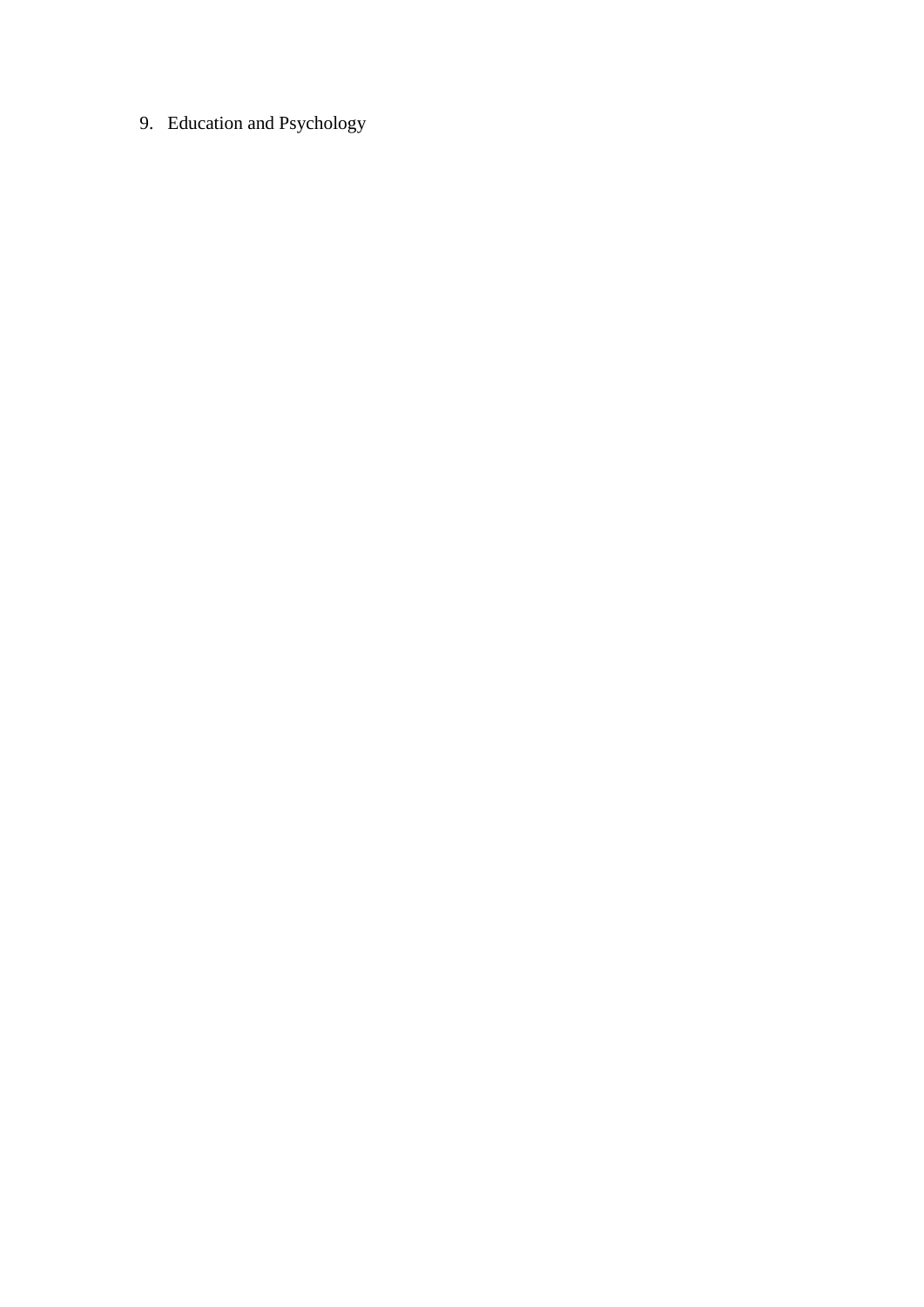9. Education and Psychology